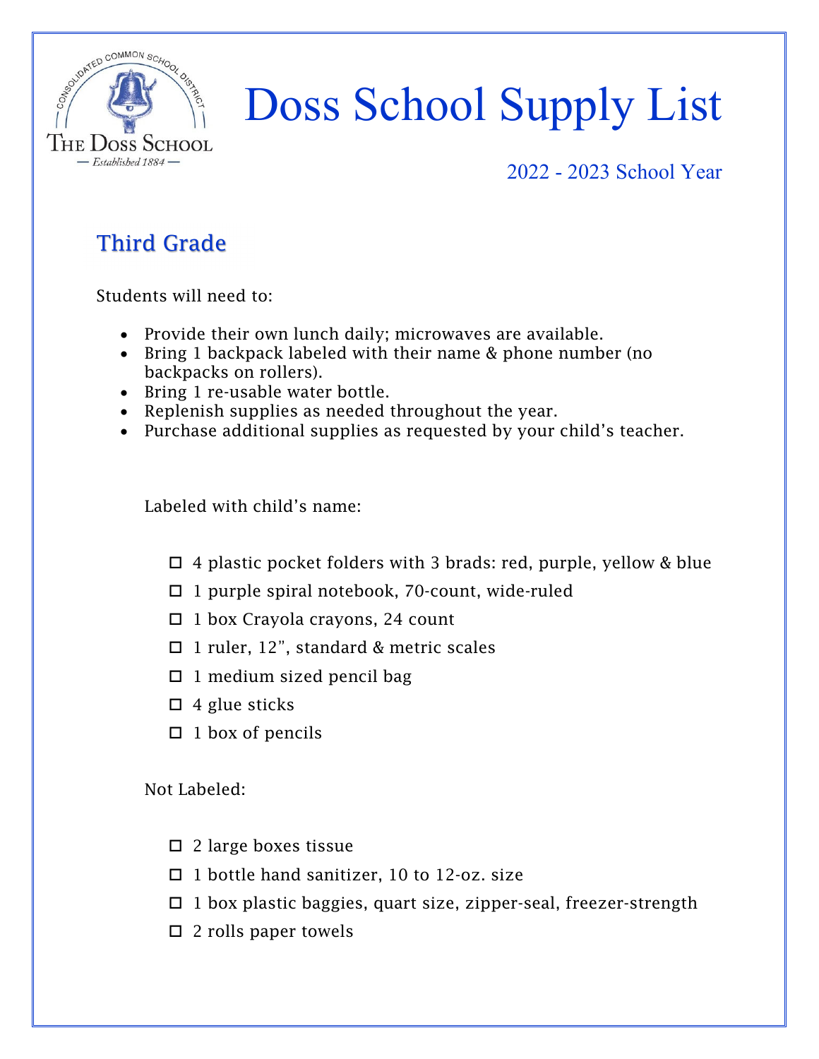# Doss School Supply List

2022 - 2023 School Year

## Third Grade

Students will need to:

- Provide their own lunch daily; microwaves are available.
- Bring 1 backpack labeled with their name & phone number (no backpacks on rollers).
- Bring 1 re-usable water bottle.
- Replenish supplies as needed throughout the year.
- Purchase additional supplies as requested by your child's teacher.

Labeled with child's name:

- ☐ 4 plastic pocket folders with 3 brads: red, purple, yellow & blue
- ☐ 1 purple spiral notebook, 70-count, wide-ruled
- ☐ 1 box Crayola crayons, 24 count
- ☐ 1 ruler, 12", standard & metric scales
- ☐ 1 medium sized pencil bag
- ☐ 4 glue sticks
- ☐ 1 box of pencils

Not Labeled:

- ☐ 2 large boxes tissue
- ☐ 1 bottle hand sanitizer, 10 to 12-oz. size
- ☐ 1 box plastic baggies, quart size, zipper-seal, freezer-strength
- ☐ 2 rolls paper towels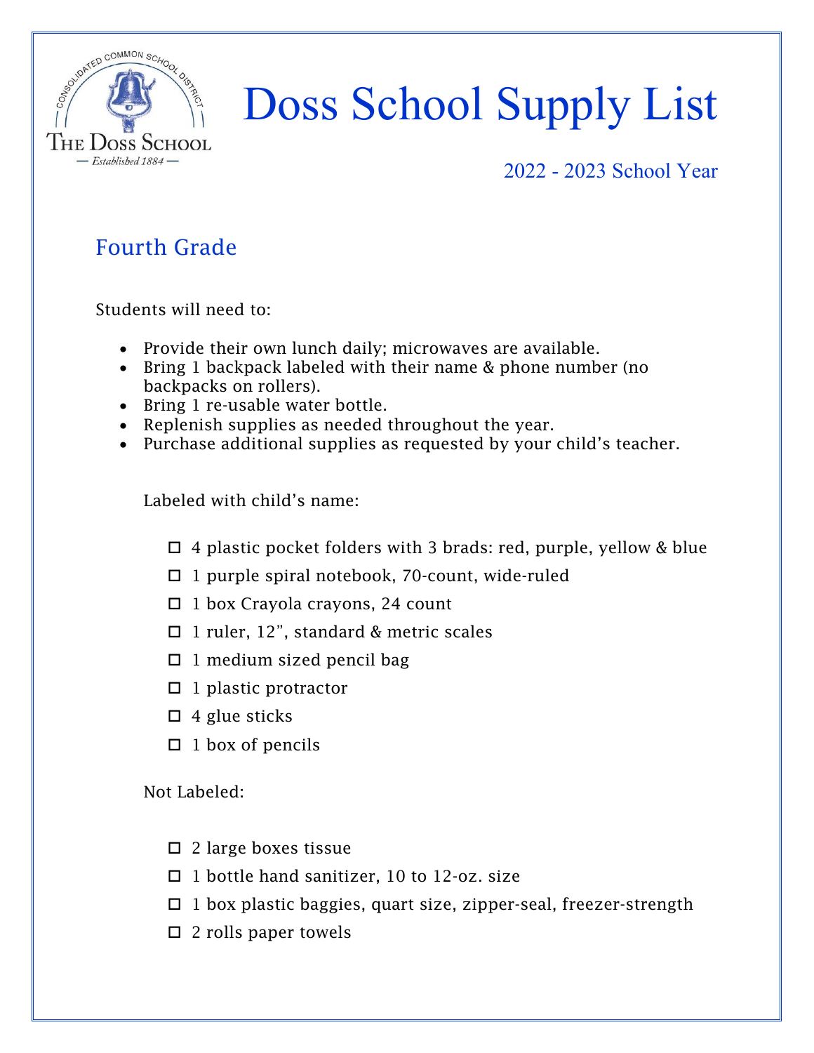# Doss School Supply List

2022 - 2023 School Year

## Fourth Grade

Students will need to:

- Provide their own lunch daily; microwaves are available.
- Bring 1 backpack labeled with their name & phone number (no backpacks on rollers).
- Bring 1 re-usable water bottle.
- Replenish supplies as needed throughout the year.
- Purchase additional supplies as requested by your child's teacher.

Labeled with child's name:

- [ ] 4 plastic pocket folders with 3 brads: red, purple, yellow & blue
- [ ] 1 purple spiral notebook, 70-count, wide-ruled
- [ ] 1 box Crayola crayons, 24 count
- [ ] 1 ruler, 12", standard & metric scales
- [ ] 1 medium sized pencil bag
- [ ] 1 plastic protractor
- [ ] 4 glue sticks
- [ ] 1 box of pencils

Not Labeled:

- [ ] 2 large boxes tissue
- [ ] 1 bottle hand sanitizer, 10 to 12-oz. size
- [ ] 1 box plastic baggies, quart size, zipper-seal, freezer-strength
- [ ] 2 rolls paper towels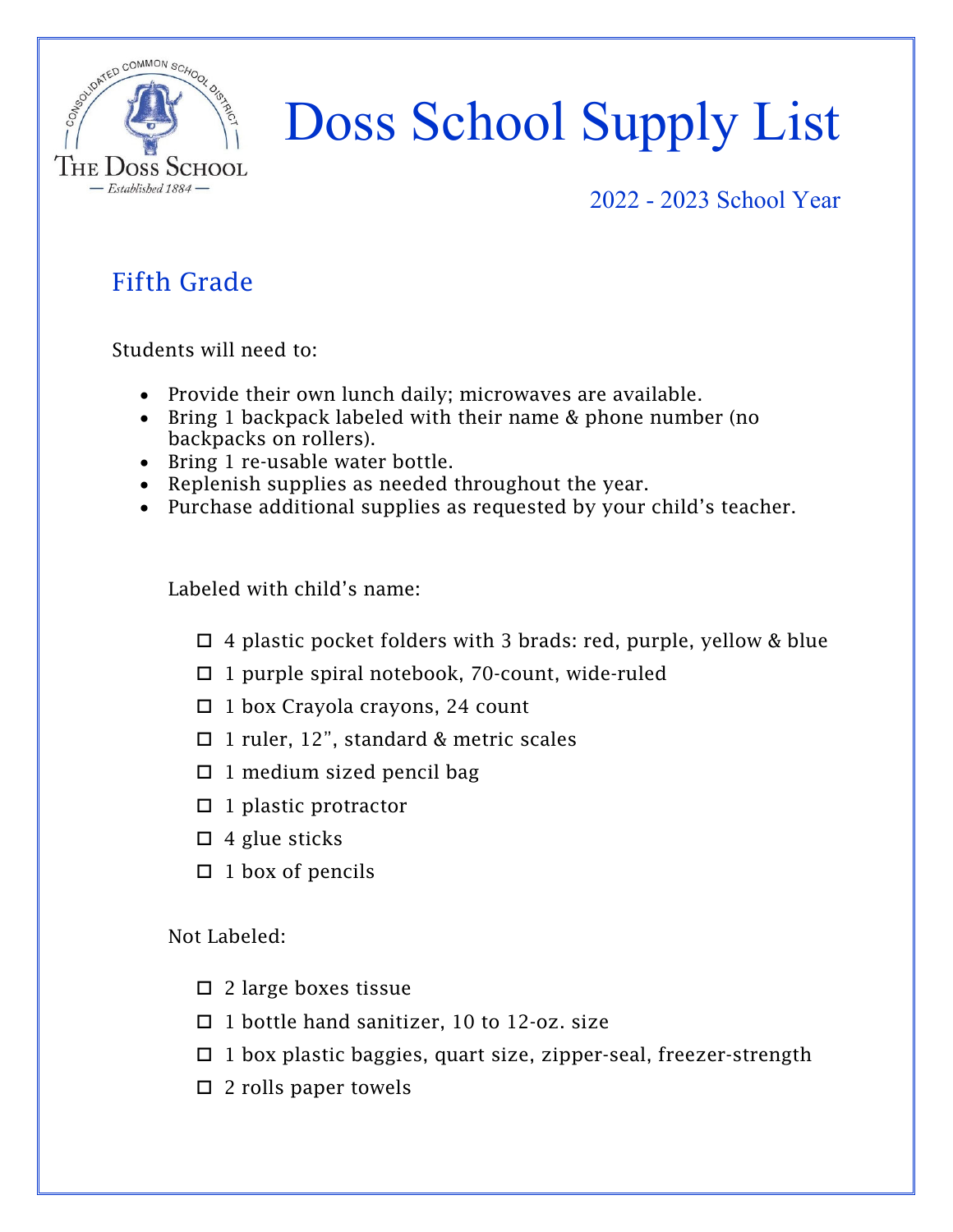# Doss School Supply List

2022 - 2023 School Year

## Fifth Grade

Students will need to:

- Provide their own lunch daily; microwaves are available.
- Bring 1 backpack labeled with their name & phone number (no backpacks on rollers).
- Bring 1 re-usable water bottle.
- Replenish supplies as needed throughout the year.
- Purchase additional supplies as requested by your child's teacher.

Labeled with child's name:

- ☐ 4 plastic pocket folders with 3 brads: red, purple, yellow & blue
- ☐ 1 purple spiral notebook, 70-count, wide-ruled
- ☐ 1 box Crayola crayons, 24 count
- ☐ 1 ruler, 12", standard & metric scales
- ☐ 1 medium sized pencil bag
- ☐ 1 plastic protractor
- ☐ 4 glue sticks
- ☐ 1 box of pencils

Not Labeled:

- ☐ 2 large boxes tissue
- ☐ 1 bottle hand sanitizer, 10 to 12-oz. size
- ☐ 1 box plastic baggies, quart size, zipper-seal, freezer-strength
- ☐ 2 rolls paper towels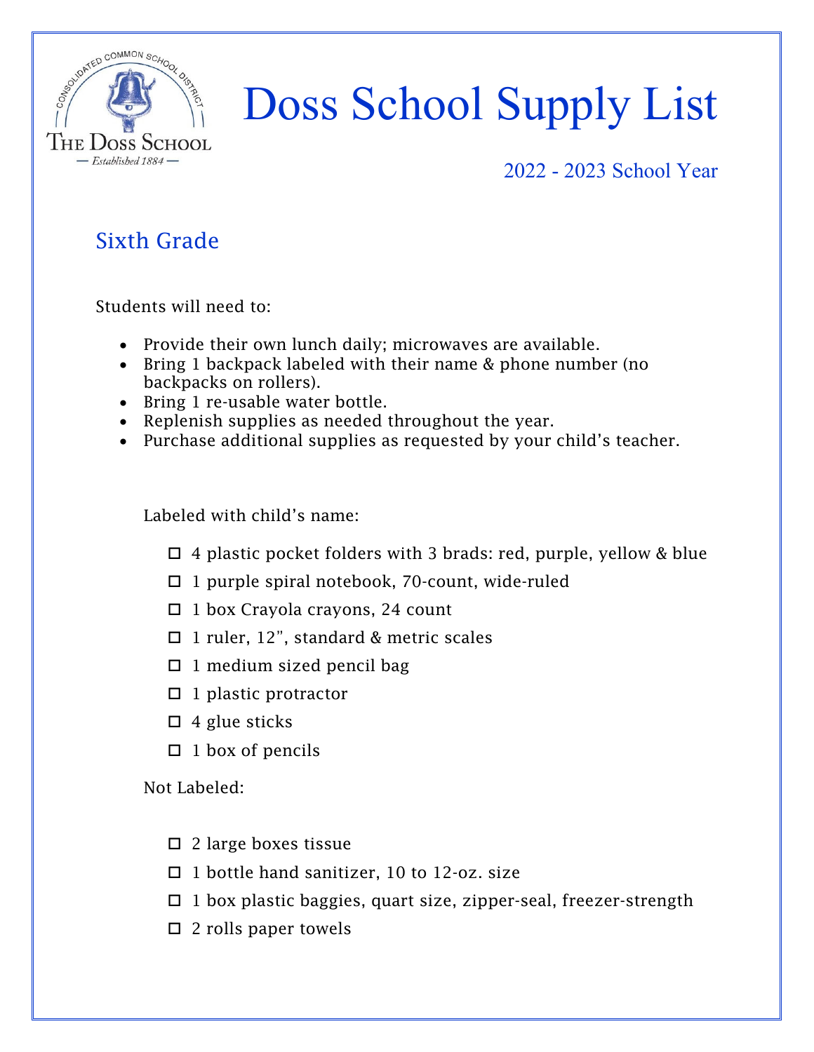# Doss School Supply List

2022 - 2023 School Year

## Sixth Grade

Students will need to:

- Provide their own lunch daily; microwaves are available.
- Bring 1 backpack labeled with their name & phone number (no backpacks on rollers).
- Bring 1 re-usable water bottle.
- Replenish supplies as needed throughout the year.
- Purchase additional supplies as requested by your child's teacher.

Labeled with child's name:

- ☐ 4 plastic pocket folders with 3 brads: red, purple, yellow & blue
- ☐ 1 purple spiral notebook, 70-count, wide-ruled
- ☐ 1 box Crayola crayons, 24 count
- ☐ 1 ruler, 12", standard & metric scales
- ☐ 1 medium sized pencil bag
- ☐ 1 plastic protractor
- ☐ 4 glue sticks
- ☐ 1 box of pencils

Not Labeled:

- ☐ 2 large boxes tissue
- ☐ 1 bottle hand sanitizer, 10 to 12-oz. size
- ☐ 1 box plastic baggies, quart size, zipper-seal, freezer-strength
- ☐ 2 rolls paper towels